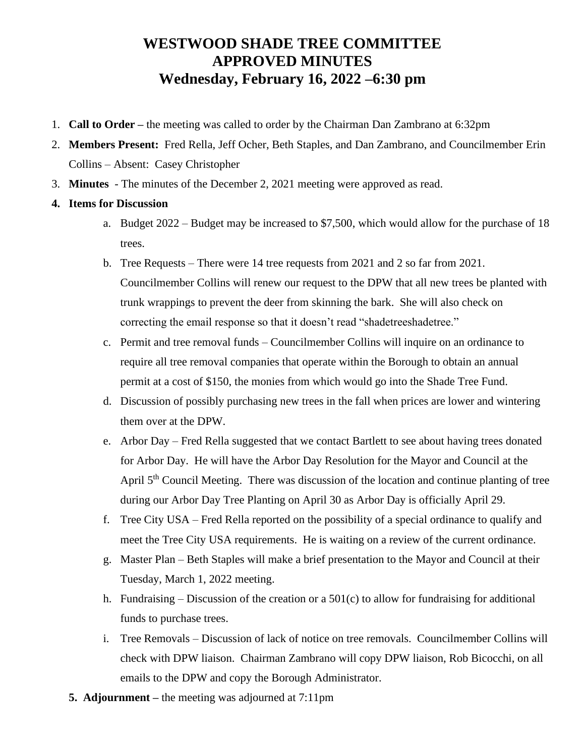# WESTWOOD SHADE TREE COMMITTEE
# APPROVED MINUTES
# Wednesday, February 16, 2022 –6:30 pm

1. **Call to Order –** the meeting was called to order by the Chairman Dan Zambrano at 6:32pm
2. **Members Present:** Fred Rella, Jeff Ocher, Beth Staples, and Dan Zambrano, and Councilmember Erin Collins – Absent: Casey Christopher
3. **Minutes** - The minutes of the December 2, 2021 meeting were approved as read.
4. **Items for Discussion**
    a. Budget 2022 – Budget may be increased to $7,500, which would allow for the purchase of 18 trees.
    b. Tree Requests – There were 14 tree requests from 2021 and 2 so far from 2021. Councilmember Collins will renew our request to the DPW that all new trees be planted with trunk wrappings to prevent the deer from skinning the bark. She will also check on correcting the email response so that it doesn't read "shadetreeshadetree."
    c. Permit and tree removal funds – Councilmember Collins will inquire on an ordinance to require all tree removal companies that operate within the Borough to obtain an annual permit at a cost of $150, the monies from which would go into the Shade Tree Fund.
    d. Discussion of possibly purchasing new trees in the fall when prices are lower and wintering them over at the DPW.
    e. Arbor Day – Fred Rella suggested that we contact Bartlett to see about having trees donated for Arbor Day. He will have the Arbor Day Resolution for the Mayor and Council at the April 5th Council Meeting. There was discussion of the location and continue planting of tree during our Arbor Day Tree Planting on April 30 as Arbor Day is officially April 29.
    f. Tree City USA – Fred Rella reported on the possibility of a special ordinance to qualify and meet the Tree City USA requirements. He is waiting on a review of the current ordinance.
    g. Master Plan – Beth Staples will make a brief presentation to the Mayor and Council at their Tuesday, March 1, 2022 meeting.
    h. Fundraising – Discussion of the creation or a 501(c) to allow for fundraising for additional funds to purchase trees.
    i. Tree Removals – Discussion of lack of notice on tree removals. Councilmember Collins will check with DPW liaison. Chairman Zambrano will copy DPW liaison, Rob Bicocchi, on all emails to the DPW and copy the Borough Administrator.
5. **Adjournment –** the meeting was adjourned at 7:11pm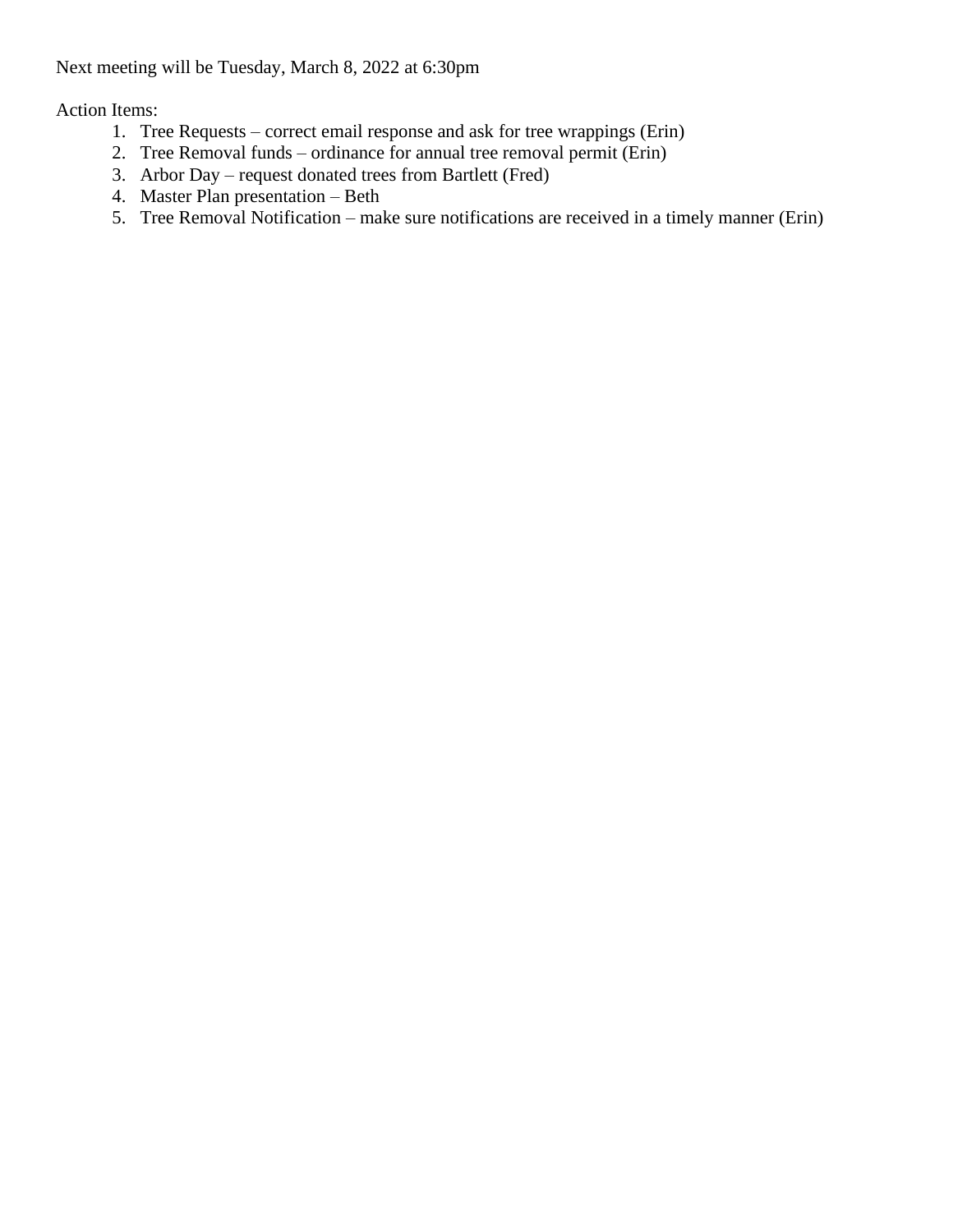Next meeting will be Tuesday, March 8, 2022 at 6:30pm

Action Items:

1. Tree Requests – correct email response and ask for tree wrappings (Erin)
2. Tree Removal funds – ordinance for annual tree removal permit (Erin)
3. Arbor Day – request donated trees from Bartlett (Fred)
4. Master Plan presentation – Beth
5. Tree Removal Notification – make sure notifications are received in a timely manner (Erin)